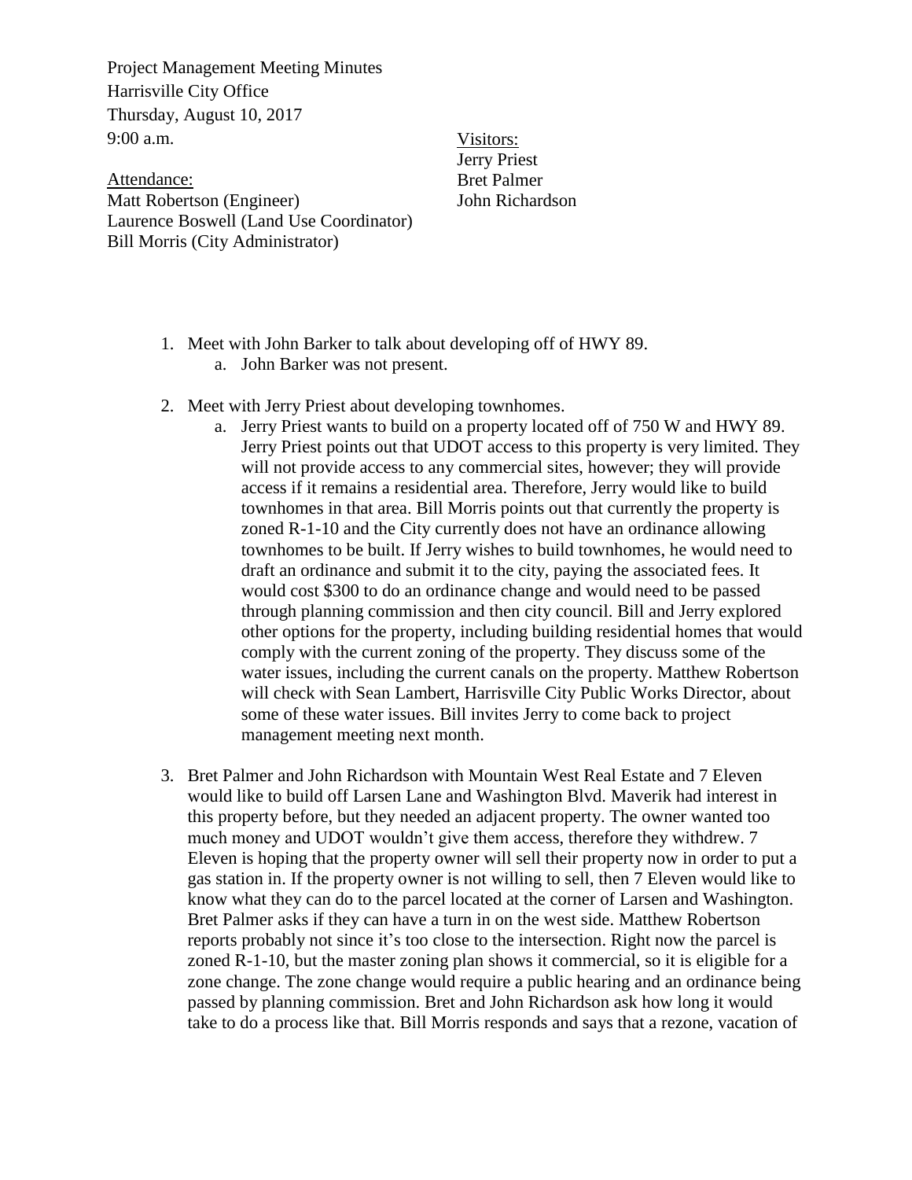Project Management Meeting Minutes
Harrisville City Office
Thursday, August 10, 2017
9:00 a.m.

Attendance:
Matt Robertson (Engineer)
Laurence Boswell (Land Use Coordinator)
Bill Morris (City Administrator)

Visitors:
Jerry Priest
Bret Palmer
John Richardson

1. Meet with John Barker to talk about developing off of HWY 89.
   a. John Barker was not present.

2. Meet with Jerry Priest about developing townhomes.
   a. Jerry Priest wants to build on a property located off of 750 W and HWY 89. Jerry Priest points out that UDOT access to this property is very limited. They will not provide access to any commercial sites, however; they will provide access if it remains a residential area. Therefore, Jerry would like to build townhomes in that area. Bill Morris points out that currently the property is zoned R-1-10 and the City currently does not have an ordinance allowing townhomes to be built. If Jerry wishes to build townhomes, he would need to draft an ordinance and submit it to the city, paying the associated fees. It would cost $300 to do an ordinance change and would need to be passed through planning commission and then city council. Bill and Jerry explored other options for the property, including building residential homes that would comply with the current zoning of the property. They discuss some of the water issues, including the current canals on the property. Matthew Robertson will check with Sean Lambert, Harrisville City Public Works Director, about some of these water issues. Bill invites Jerry to come back to project management meeting next month.

3. Bret Palmer and John Richardson with Mountain West Real Estate and 7 Eleven would like to build off Larsen Lane and Washington Blvd. Maverik had interest in this property before, but they needed an adjacent property. The owner wanted too much money and UDOT wouldn't give them access, therefore they withdrew. 7 Eleven is hoping that the property owner will sell their property now in order to put a gas station in. If the property owner is not willing to sell, then 7 Eleven would like to know what they can do to the parcel located at the corner of Larsen and Washington. Bret Palmer asks if they can have a turn in on the west side. Matthew Robertson reports probably not since it's too close to the intersection. Right now the parcel is zoned R-1-10, but the master zoning plan shows it commercial, so it is eligible for a zone change. The zone change would require a public hearing and an ordinance being passed by planning commission. Bret and John Richardson ask how long it would take to do a process like that. Bill Morris responds and says that a rezone, vacation of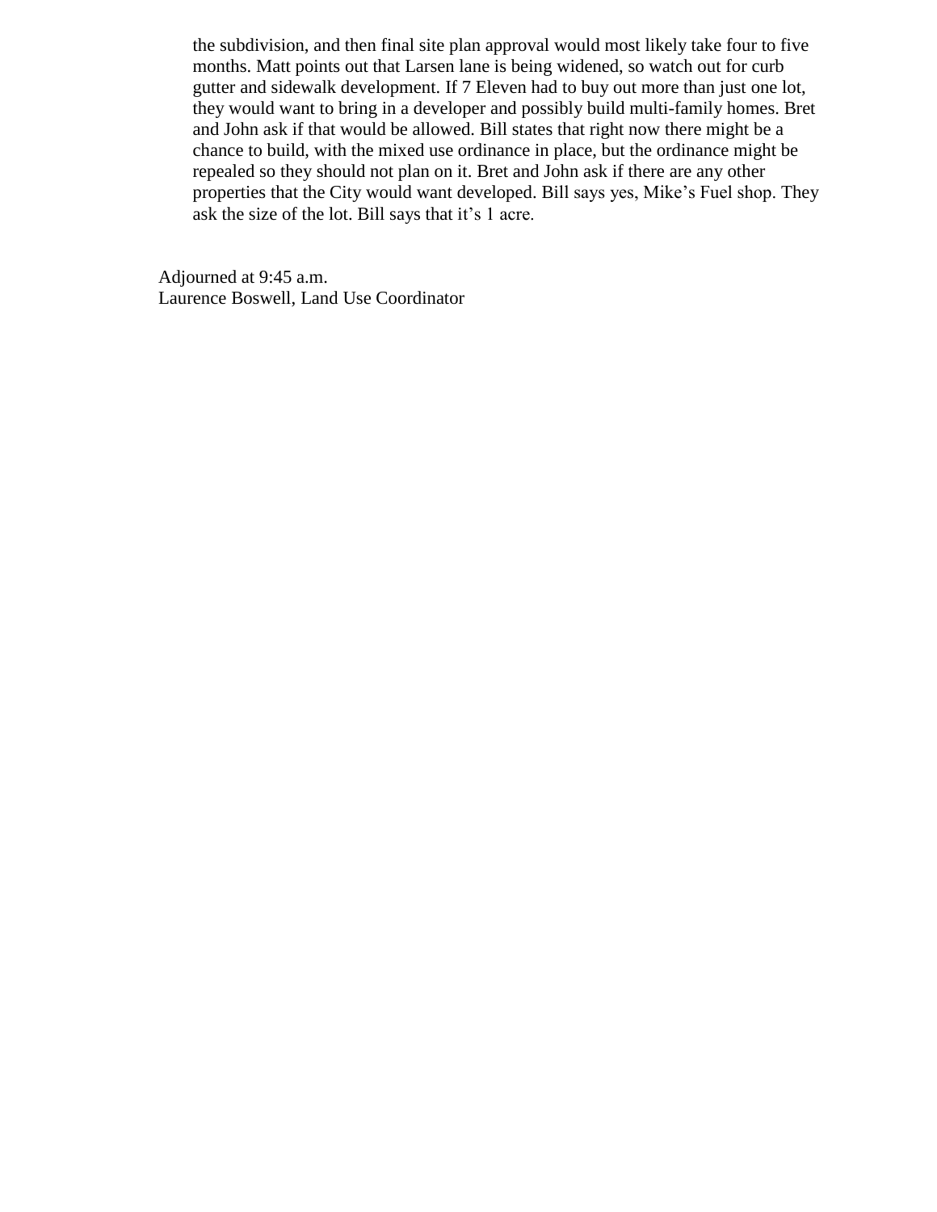the subdivision, and then final site plan approval would most likely take four to five months. Matt points out that Larsen lane is being widened, so watch out for curb gutter and sidewalk development. If 7 Eleven had to buy out more than just one lot, they would want to bring in a developer and possibly build multi-family homes. Bret and John ask if that would be allowed. Bill states that right now there might be a chance to build, with the mixed use ordinance in place, but the ordinance might be repealed so they should not plan on it. Bret and John ask if there are any other properties that the City would want developed. Bill says yes, Mike's Fuel shop. They ask the size of the lot. Bill says that it's 1 acre.

Adjourned at 9:45 a.m.
Laurence Boswell, Land Use Coordinator